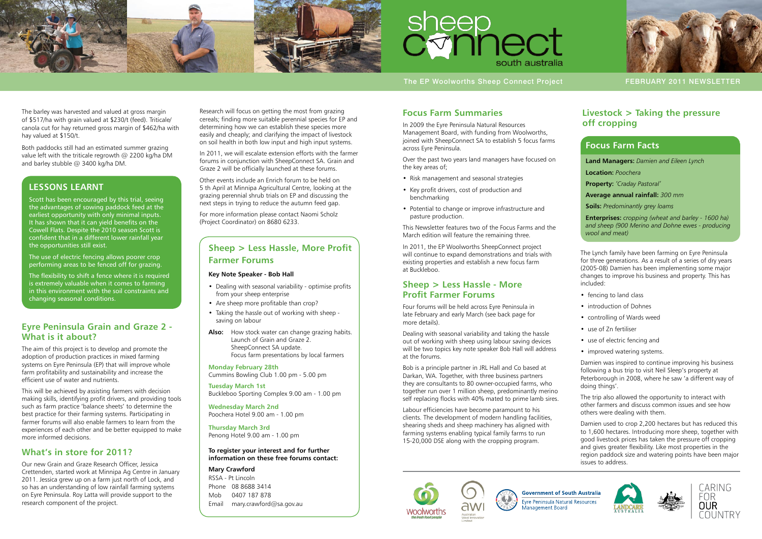# sheep connect south australia

The EP Woolworths Sheep Connect Project

FEBRUARY 2011 NEWSLETTER

The barley was harvested and valued at gross margin of $517/ha with grain valued at $230/t (feed). Triticale/canola cut for hay returned gross margin of $462/ha with hay valued at $150/t.

Both paddocks still had an estimated summer grazing value left with the triticale regrowth @ 2200 kg/ha DM and barley stubble @ 3400 kg/ha DM.

## LESSONS LEARNT

Scott has been encouraged by this trial, seeing the advantages of sowing paddock feed at the earliest opportunity with only minimal inputs. It has shown that it can yield benefits on the Cowell Flats. Despite the 2010 season Scott is confident that in a different lower rainfall year the opportunities still exist.

The use of electric fencing allows poorer crop performing areas to be fenced off for grazing.

The flexibility to shift a fence where it is required is extremely valuable when it comes to farming in this environment with the soil constraints and changing seasonal conditions.

## Eyre Peninsula Grain and Graze 2 - What is it about?

The aim of this project is to develop and promote the adoption of production practices in mixed farming systems on Eyre Peninsula (EP) that will improve whole farm profitability and sustainability and increase the efficient use of water and nutrients.

This will be achieved by assisting farmers with decision making skills, identifying profit drivers, and providing tools such as farm practice 'balance sheets' to determine the best practice for their farming systems. Participating in farmer forums will also enable farmers to learn from the experiences of each other and be better equipped to make more informed decisions.

## What's in store for 2011?

Our new Grain and Graze Research Officer, Jessica Crettenden, started work at Minnipa Ag Centre in January 2011. Jessica grew up on a farm just north of Lock, and so has an understanding of low rainfall farming systems on Eyre Peninsula. Roy Latta will provide support to the research component of the project.

Research will focus on getting the most from grazing cereals; finding more suitable perennial species for EP and determining how we can establish these species more easily and cheaply; and clarifying the impact of livestock on soil health in both low input and high input systems.

In 2011, we will escalate extension efforts with the farmer forums in conjunction with SheepConnect SA. Grain and Graze 2 will be officially launched at these forums.

Other events include an Enrich forum to be held on 5 th April at Minnipa Agricultural Centre, looking at the grazing perennial shrub trials on EP and discussing the next steps in trying to reduce the autumn feed gap.

For more information please contact Naomi Scholz (Project Coordinator) on 8680 6233.

## Sheep > Less Hassle, More Profit Farmer Forums

**Key Note Speaker - Bob Hall**

- Dealing with seasonal variability - optimise profits from your sheep enterprise
- Are sheep more profitable than crop?
- Taking the hassle out of working with sheep - saving on labour

**Also:** How stock water can change grazing habits. Launch of Grain and Graze 2. SheepConnect SA update. Focus farm presentations by local farmers

**Monday February 28th**
Cummins Bowling Club 1.00 pm - 5.00 pm

**Tuesday March 1st**
Buckleboo Sporting Complex 9.00 am - 1.00 pm

**Wednesday March 2nd**
Poochera Hotel 9.00 am - 1.00 pm

**Thursday March 3rd**
Penong Hotel 9.00 am - 1.00 pm

**To register your interest and for further information on these free forums contact:**

**Mary Crawford**
RSSA - Pt Lincoln
Phone 08 8688 3414
Mob 0407 187 878
Email mary.crawford@sa.gov.au

## Focus Farm Summaries

In 2009 the Eyre Peninsula Natural Resources Management Board, with funding from Woolworths, joined with SheepConnect SA to establish 5 focus farms across Eyre Peninsula.

Over the past two years land managers have focused on the key areas of;

- Risk management and seasonal strategies
- Key profit drivers, cost of production and benchmarking
- Potential to change or improve infrastructure and pasture production.

This Newsletter features two of the Focus Farms and the March edition will feature the remaining three.

In 2011, the EP Woolworths SheepConnect project will continue to expand demonstrations and trials with existing properties and establish a new focus farm at Buckleboo.

## Sheep > Less Hassle - More Profit Farmer Forums

Four forums will be held across Eyre Peninsula in late February and early March (see back page for more details).

Dealing with seasonal variability and taking the hassle out of working with sheep using labour saving devices will be two topics key note speaker Bob Hall will address at the forums.

Bob is a principle partner in JRL Hall and Co based at Darkan, WA. Together, with three business partners they are consultants to 80 owner-occupied farms, who together run over 1 million sheep, predominantly merino self replacing flocks with 40% mated to prime lamb sires.

Labour efficiencies have become paramount to his clients. The development of modern handling facilities, shearing sheds and sheep machinery has aligned with farming systems enabling typical family farms to run 15-20,000 DSE along with the cropping program.

## Livestock > Taking the pressure off cropping

### Focus Farm Facts

**Land Managers:** *Damien and Eileen Lynch*

**Location:** *Poochera*

**Property:** *'Craday Pastoral'*

**Average annual rainfall:** *300 mm*

**Soils:** *Predominantly grey loams*

**Enterprises:** *cropping (wheat and barley - 1600 ha) and sheep (900 Merino and Dohne ewes - producing wool and meat)*

The Lynch family have been farming on Eyre Peninsula for three generations. As a result of a series of dry years (2005-08) Damien has been implementing some major changes to improve his business and property. This has included:

- fencing to land class
- introduction of Dohnes
- controlling of Wards weed
- use of Zn fertiliser
- use of electric fencing and
- improved watering systems.

Damien was inspired to continue improving his business following a bus trip to visit Neil Sleep's property at Peterborough in 2008, where he saw 'a different way of doing things'.

The trip also allowed the opportunity to interact with other farmers and discuss common issues and see how others were dealing with them.

Damien used to crop 2,200 hectares but has reduced this to 1,600 hectares. Introducing more sheep, together with good livestock prices has taken the pressure off cropping and gives greater flexibility. Like most properties in the region paddock size and watering points have been major issues to address.

Woolworths the fresh food people | awi Australian Wool Innovation Limited | Government of South Australia Eyre Peninsula Natural Resources Management Board | Landcare Australia | CARING FOR OUR COUNTRY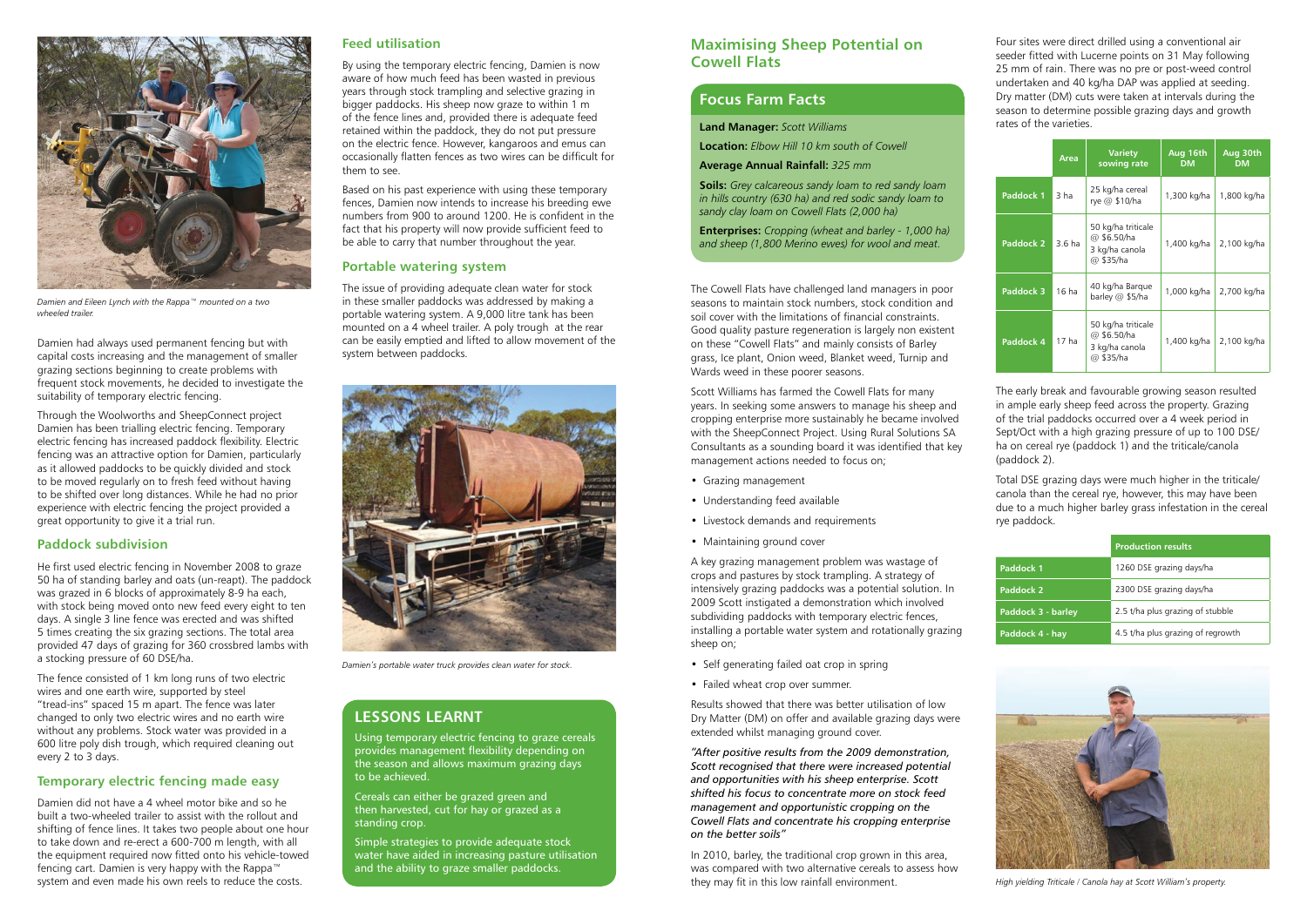Damien and Eileen Lynch with the Rappa™ mounted on a two wheeled trailer.

Damien had always used permanent fencing but with capital costs increasing and the management of smaller grazing sections beginning to create problems with frequent stock movements, he decided to investigate the suitability of temporary electric fencing.

Through the Woolworths and SheepConnect project Damien has been trialling electric fencing. Temporary electric fencing has increased paddock flexibility. Electric fencing was an attractive option for Damien, particularly as it allowed paddocks to be quickly divided and stock to be moved regularly on to fresh feed without having to be shifted over long distances. While he had no prior experience with electric fencing the project provided a great opportunity to give it a trial run.

### Paddock subdivision

He first used electric fencing in November 2008 to graze 50 ha of standing barley and oats (un-reapt). The paddock was grazed in 6 blocks of approximately 8-9 ha each, with stock being moved onto new feed every eight to ten days. A single 3 line fence was erected and was shifted 5 times creating the six grazing sections. The total area provided 47 days of grazing for 360 crossbred lambs with a stocking pressure of 60 DSE/ha.

The fence consisted of 1 km long runs of two electric wires and one earth wire, supported by steel "tread-ins" spaced 15 m apart. The fence was later changed to only two electric wires and no earth wire without any problems. Stock water was provided in a 600 litre poly dish trough, which required cleaning out every 2 to 3 days.

### Temporary electric fencing made easy

Damien did not have a 4 wheel motor bike and so he built a two-wheeled trailer to assist with the rollout and shifting of fence lines. It takes two people about one hour to take down and re-erect a 600-700 m length, with all the equipment required now fitted onto his vehicle-towed fencing cart. Damien is very happy with the Rappa™ system and even made his own reels to reduce the costs.

### Feed utilisation

By using the temporary electric fencing, Damien is now aware of how much feed has been wasted in previous years through stock trampling and selective grazing in bigger paddocks. His sheep now graze to within 1 m of the fence lines and, provided there is adequate feed retained within the paddock, they do not put pressure on the electric fence. However, kangaroos and emus can occasionally flatten fences as two wires can be difficult for them to see.

Based on his past experience with using these temporary fences, Damien now intends to increase his breeding ewe numbers from 900 to around 1200. He is confident in the fact that his property will now provide sufficient feed to be able to carry that number throughout the year.

### Portable watering system

The issue of providing adequate clean water for stock in these smaller paddocks was addressed by making a portable watering system. A 9,000 litre tank has been mounted on a 4 wheel trailer. A poly trough at the rear can be easily emptied and lifted to allow movement of the system between paddocks.

Damien's portable water truck provides clean water for stock.

## LESSONS LEARNT

Using temporary electric fencing to graze cereals provides management flexibility depending on the season and allows maximum grazing days to be achieved.

Cereals can either be grazed green and then harvested, cut for hay or grazed as a standing crop.

Simple strategies to provide adequate stock water have aided in increasing pasture utilisation and the ability to graze smaller paddocks.

## Maximising Sheep Potential on Cowell Flats

### Focus Farm Facts

**Land Manager:** *Scott Williams*

**Location:** *Elbow Hill 10 km south of Cowell*

**Average Annual Rainfall:** *325 mm*

**Soils:** *Grey calcareous sandy loam to red sandy loam in hills country (630 ha) and red sodic sandy loam to sandy clay loam on Cowell Flats (2,000 ha)*

**Enterprises:** *Cropping (wheat and barley - 1,000 ha) and sheep (1,800 Merino ewes) for wool and meat.*

The Cowell Flats have challenged land managers in poor seasons to maintain stock numbers, stock condition and soil cover with the limitations of financial constraints. Good quality pasture regeneration is largely non existent on these "Cowell Flats" and mainly consists of Barley grass, Ice plant, Onion weed, Blanket weed, Turnip and Wards weed in these poorer seasons.

Scott Williams has farmed the Cowell Flats for many years. In seeking some answers to manage his sheep and cropping enterprise more sustainably he became involved with the SheepConnect Project. Using Rural Solutions SA Consultants as a sounding board it was identified that key management actions needed to focus on;

- Grazing management
- Understanding feed available
- Livestock demands and requirements
- Maintaining ground cover

A key grazing management problem was wastage of crops and pastures by stock trampling. A strategy of intensively grazing paddocks was a potential solution. In 2009 Scott instigated a demonstration which involved subdividing paddocks with temporary electric fences, installing a portable water system and rotationally grazing sheep on;

- Self generating failed oat crop in spring
- Failed wheat crop over summer.

Results showed that there was better utilisation of low Dry Matter (DM) on offer and available grazing days were extended whilst managing ground cover.

*"After positive results from the 2009 demonstration, Scott recognised that there were increased potential and opportunities with his sheep enterprise. Scott shifted his focus to concentrate more on stock feed management and opportunistic cropping on the Cowell Flats and concentrate his cropping enterprise on the better soils"*

In 2010, barley, the traditional crop grown in this area, was compared with two alternative cereals to assess how they may fit in this low rainfall environment.

Four sites were direct drilled using a conventional air seeder fitted with Lucerne points on 31 May following 25 mm of rain. There was no pre or post-weed control undertaken and 40 kg/ha DAP was applied at seeding. Dry matter (DM) cuts were taken at intervals during the season to determine possible grazing days and growth rates of the varieties.

| | Area | Variety sowing rate | Aug 16th DM | Aug 30th DM |
|---|---|---|---|---|
| Paddock 1 | 3 ha | 25 kg/ha cereal rye @ $10/ha | 1,300 kg/ha | 1,800 kg/ha |
| Paddock 2 | 3.6 ha | 50 kg/ha triticale @ $6.50/ha 3 kg/ha canola @ $35/ha | 1,400 kg/ha | 2,100 kg/ha |
| Paddock 3 | 16 ha | 40 kg/ha Barque barley @ $5/ha | 1,000 kg/ha | 2,700 kg/ha |
| Paddock 4 | 17 ha | 50 kg/ha triticale @ $6.50/ha 3 kg/ha canola @ $35/ha | 1,400 kg/ha | 2,100 kg/ha |

The early break and favourable growing season resulted in ample early sheep feed across the property. Grazing of the trial paddocks occurred over a 4 week period in Sept/Oct with a high grazing pressure of up to 100 DSE/ha on cereal rye (paddock 1) and the triticale/canola (paddock 2).

Total DSE grazing days were much higher in the triticale/canola than the cereal rye, however, this may have been due to a much higher barley grass infestation in the cereal rye paddock.

| | Production results |
|---|---|
| Paddock 1 | 1260 DSE grazing days/ha |
| Paddock 2 | 2300 DSE grazing days/ha |
| Paddock 3 - barley | 2.5 t/ha plus grazing of stubble |
| Paddock 4 - hay | 4.5 t/ha plus grazing of regrowth |

High yielding Triticale / Canola hay at Scott William's property.